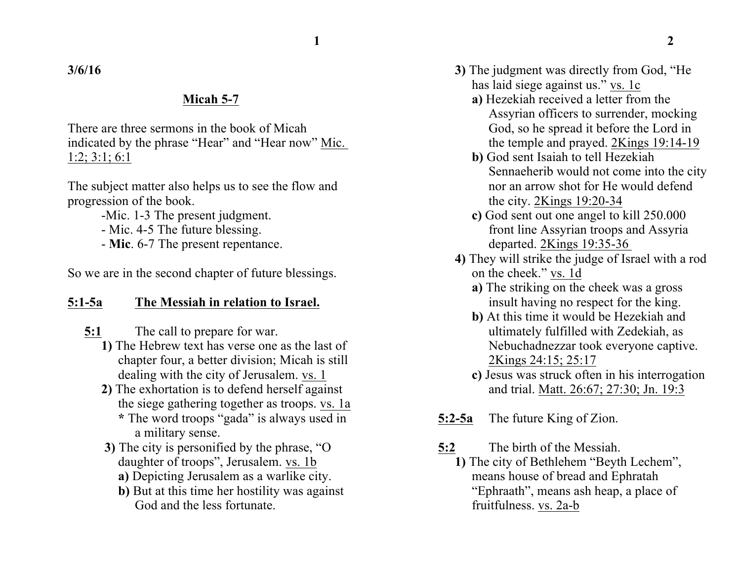**3/6/16**

## Micah 5-7

There are three sermons in the book of Micah indicated by the phrase "Hear" and "Hear now" Mic. 1:2; 3:1; 6:1

The subject matter also helps us to see the flow and progression of the book.

-Mic. 1-3 The present judgment.
- Mic. 4-5 The future blessing.
- **Mic**. 6-7 The present repentance.

So we are in the second chapter of future blessings.

### 5:1-5a The Messiah in relation to Israel.

**5:1** The call to prepare for war.

**1)** The Hebrew text has verse one as the last of chapter four, a better division; Micah is still dealing with the city of Jerusalem. vs. 1

**2)** The exhortation is to defend herself against the siege gathering together as troops. vs. 1a

**\*** The word troops "gada" is always used in a military sense.

**3)** The city is personified by the phrase, "O daughter of troops", Jerusalem. vs. 1b

**a)** Depicting Jerusalem as a warlike city.

**b)** But at this time her hostility was against God and the less fortunate.

**3)** The judgment was directly from God, "He has laid siege against us." vs. 1c

**a)** Hezekiah received a letter from the Assyrian officers to surrender, mocking God, so he spread it before the Lord in the temple and prayed. 2Kings 19:14-19

**b)** God sent Isaiah to tell Hezekiah Sennaeherib would not come into the city nor an arrow shot for He would defend the city. 2Kings 19:20-34

**c)** God sent out one angel to kill 250.000 front line Assyrian troops and Assyria departed. 2Kings 19:35-36

**4)** They will strike the judge of Israel with a rod on the cheek." vs. 1d

**a)** The striking on the cheek was a gross insult having no respect for the king.

**b)** At this time it would be Hezekiah and ultimately fulfilled with Zedekiah, as Nebuchadnezzar took everyone captive. 2Kings 24:15; 25:17

**c)** Jesus was struck often in his interrogation and trial. Matt. 26:67; 27:30; Jn. 19:3

**5:2-5a** The future King of Zion.

**5:2** The birth of the Messiah.

**1)** The city of Bethlehem "Beyth Lechem", means house of bread and Ephratah "Ephraath", means ash heap, a place of fruitfulness. vs. 2a-b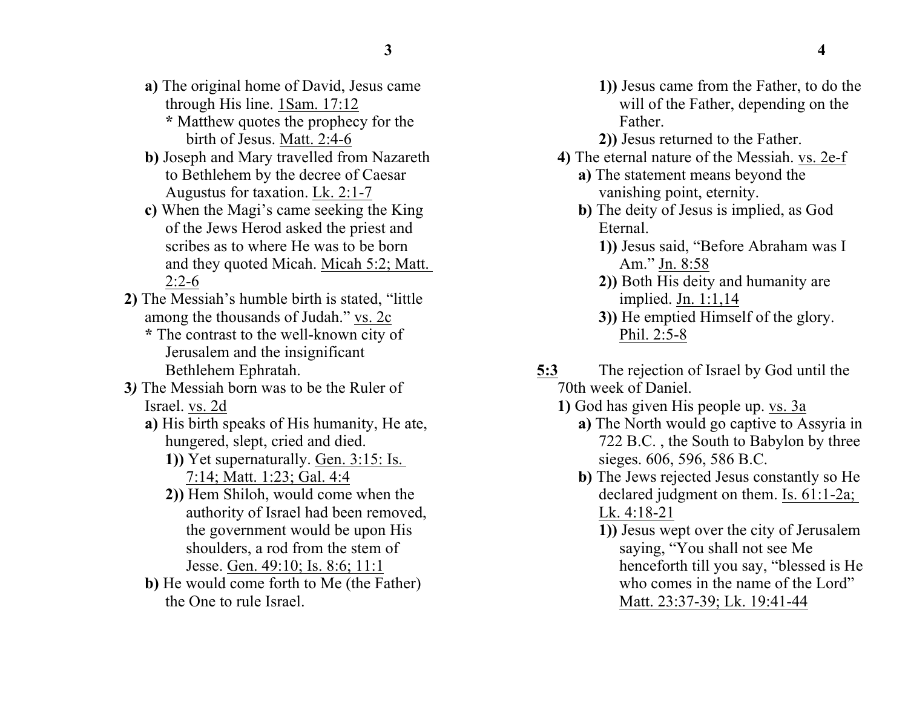**a)** The original home of David, Jesus came through His line. 1Sam. 17:12

**\*** Matthew quotes the prophecy for the birth of Jesus. Matt. 2:4-6

**b)** Joseph and Mary travelled from Nazareth to Bethlehem by the decree of Caesar Augustus for taxation. Lk. 2:1-7

**c)** When the Magi's came seeking the King of the Jews Herod asked the priest and scribes as to where He was to be born and they quoted Micah. Micah 5:2; Matt. 2:2-6

**2)** The Messiah's humble birth is stated, "little among the thousands of Judah." vs. 2c

**\*** The contrast to the well-known city of Jerusalem and the insignificant Bethlehem Ephratah.

**3)** The Messiah born was to be the Ruler of Israel. vs. 2d

**a)** His birth speaks of His humanity, He ate, hungered, slept, cried and died.

**1))** Yet supernaturally. Gen. 3:15: Is. 7:14; Matt. 1:23; Gal. 4:4

**2))** Hem Shiloh, would come when the authority of Israel had been removed, the government would be upon His shoulders, a rod from the stem of Jesse. Gen. 49:10; Is. 8:6; 11:1

**b)** He would come forth to Me (the Father) the One to rule Israel.

**1))** Jesus came from the Father, to do the will of the Father, depending on the Father.

**2))** Jesus returned to the Father.

**4)** The eternal nature of the Messiah. vs. 2e-f

**a)** The statement means beyond the vanishing point, eternity.

**b)** The deity of Jesus is implied, as God Eternal.

**1))** Jesus said, "Before Abraham was I Am." Jn. 8:58

**2))** Both His deity and humanity are implied. Jn. 1:1,14

**3))** He emptied Himself of the glory. Phil. 2:5-8

**5:3** The rejection of Israel by God until the 70th week of Daniel.

**1)** God has given His people up. vs. 3a

**a)** The North would go captive to Assyria in 722 B.C. , the South to Babylon by three sieges. 606, 596, 586 B.C.

**b)** The Jews rejected Jesus constantly so He declared judgment on them. Is. 61:1-2a; Lk. 4:18-21

**1))** Jesus wept over the city of Jerusalem saying, "You shall not see Me henceforth till you say, "blessed is He who comes in the name of the Lord" Matt. 23:37-39; Lk. 19:41-44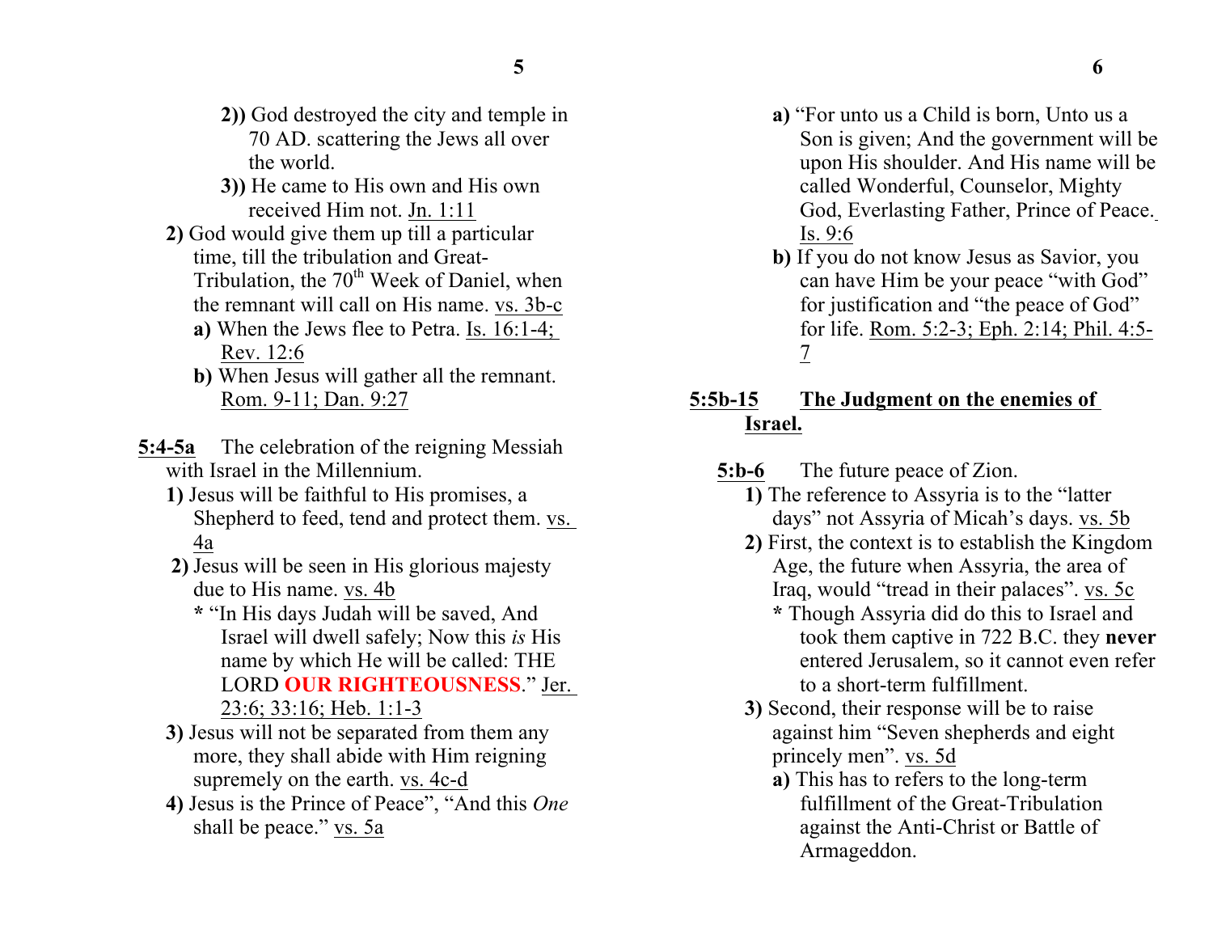- **2))** God destroyed the city and temple in 70 AD. scattering the Jews all over the world.
- **3))** He came to His own and His own received Him not. Jn. 1:11

**2)** God would give them up till a particular time, till the tribulation and Great-Tribulation, the 70th Week of Daniel, when the remnant will call on His name. vs. 3b-c

- **a)** When the Jews flee to Petra. Is. 16:1-4; Rev. 12:6
- **b)** When Jesus will gather all the remnant. Rom. 9-11; Dan. 9:27

**5:4-5a** The celebration of the reigning Messiah with Israel in the Millennium.

**1)** Jesus will be faithful to His promises, a Shepherd to feed, tend and protect them. vs. 4a

**2)** Jesus will be seen in His glorious majesty due to His name. vs. 4b

- **\*** "In His days Judah will be saved, And Israel will dwell safely; Now this *is* His name by which He will be called: THE LORD **OUR RIGHTEOUSNESS**." Jer. 23:6; 33:16; Heb. 1:1-3

**3)** Jesus will not be separated from them any more, they shall abide with Him reigning supremely on the earth. vs. 4c-d

**4)** Jesus is the Prince of Peace", "And this *One* shall be peace." vs. 5a

- **a)** "For unto us a Child is born, Unto us a Son is given; And the government will be upon His shoulder. And His name will be called Wonderful, Counselor, Mighty God, Everlasting Father, Prince of Peace. Is. 9:6
- **b)** If you do not know Jesus as Savior, you can have Him be your peace "with God" for justification and "the peace of God" for life. Rom. 5:2-3; Eph. 2:14; Phil. 4:5-7

## 5:5b-15 The Judgment on the enemies of Israel.

**5:b-6** The future peace of Zion.

**1)** The reference to Assyria is to the "latter days" not Assyria of Micah's days. vs. 5b

**2)** First, the context is to establish the Kingdom Age, the future when Assyria, the area of Iraq, would "tread in their palaces". vs. 5c

- **\*** Though Assyria did do this to Israel and took them captive in 722 B.C. they **never** entered Jerusalem, so it cannot even refer to a short-term fulfillment.

**3)** Second, their response will be to raise against him "Seven shepherds and eight princely men". vs. 5d

- **a)** This has to refers to the long-term fulfillment of the Great-Tribulation against the Anti-Christ or Battle of Armageddon.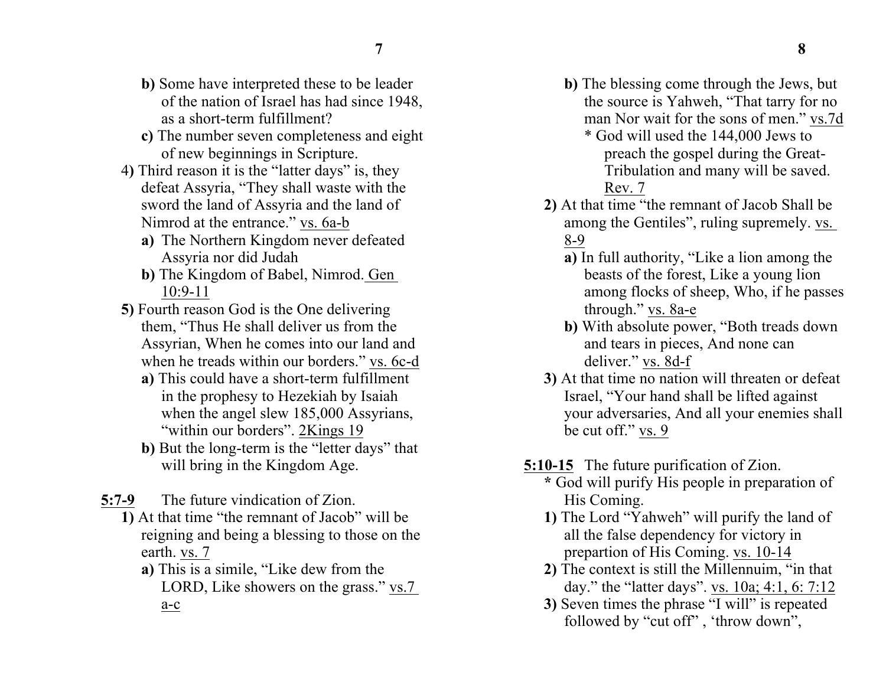- **b)** Some have interpreted these to be leader of the nation of Israel has had since 1948, as a short-term fulfillment?
- **c)** The number seven completeness and eight of new beginnings in Scripture.

4) Third reason it is the "latter days" is, they defeat Assyria, "They shall waste with the sword the land of Assyria and the land of Nimrod at the entrance." vs. 6a-b

- **a)** The Northern Kingdom never defeated Assyria nor did Judah
- **b)** The Kingdom of Babel, Nimrod. Gen 10:9-11

**5)** Fourth reason God is the One delivering them, "Thus He shall deliver us from the Assyrian, When he comes into our land and when he treads within our borders." vs. 6c-d

- **a)** This could have a short-term fulfillment in the prophesy to Hezekiah by Isaiah when the angel slew 185,000 Assyrians, "within our borders". 2Kings 19
- **b)** But the long-term is the "letter days" that will bring in the Kingdom Age.

**5:7-9** The future vindication of Zion.

**1)** At that time "the remnant of Jacob" will be reigning and being a blessing to those on the earth. vs. 7

- **a)** This is a simile, "Like dew from the LORD, Like showers on the grass." vs.7 a-c
- **b)** The blessing come through the Jews, but the source is Yahweh, "That tarry for no man Nor wait for the sons of men." vs.7d
  - * God will used the 144,000 Jews to preach the gospel during the Great-Tribulation and many will be saved. Rev. 7

**2)** At that time "the remnant of Jacob Shall be among the Gentiles", ruling supremely. vs. 8-9

- **a)** In full authority, "Like a lion among the beasts of the forest, Like a young lion among flocks of sheep, Who, if he passes through." vs. 8a-e
- **b)** With absolute power, "Both treads down and tears in pieces, And none can deliver." vs. 8d-f

**3)** At that time no nation will threaten or defeat Israel, "Your hand shall be lifted against your adversaries, And all your enemies shall be cut off." vs. 9

**5:10-15** The future purification of Zion.

**\*** God will purify His people in preparation of His Coming.

**1)** The Lord "Yahweh" will purify the land of all the false dependency for victory in prepartion of His Coming. vs. 10-14

**2)** The context is still the Millennuim, "in that day." the "latter days". vs. 10a; 4:1, 6: 7:12

**3)** Seven times the phrase "I will" is repeated followed by "cut off" , 'throw down",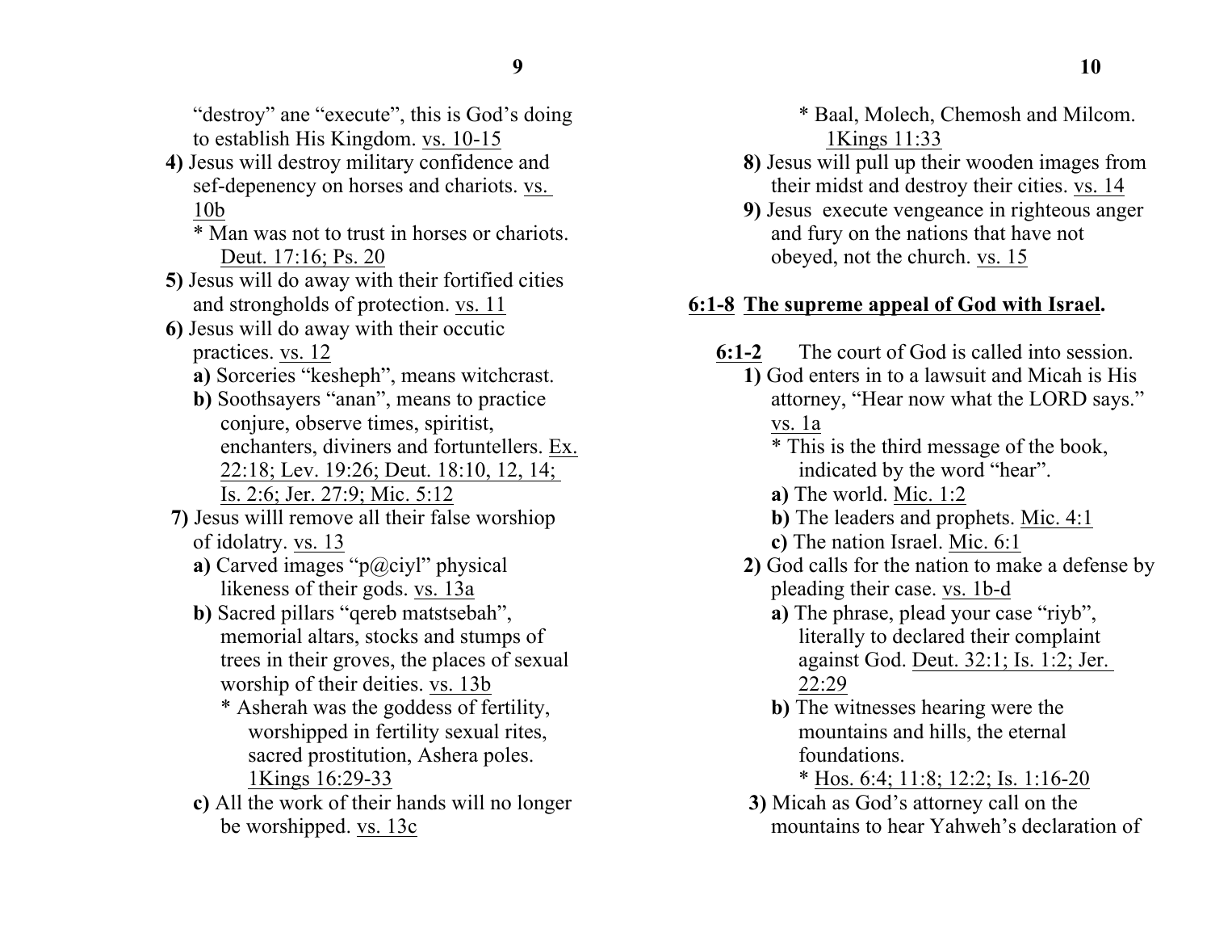"destroy" ane "execute", this is God's doing to establish His Kingdom. vs. 10-15

**4)** Jesus will destroy military confidence and sef-depenency on horses and chariots. vs. 10b

* Man was not to trust in horses or chariots. Deut. 17:16; Ps. 20

**5)** Jesus will do away with their fortified cities and strongholds of protection. vs. 11

**6)** Jesus will do away with their occutic practices. vs. 12

**a)** Sorceries "kesheph", means witchcrast.

**b)** Soothsayers "anan", means to practice conjure, observe times, spiritist, enchanters, diviners and fortuntellers. Ex. 22:18; Lev. 19:26; Deut. 18:10, 12, 14; Is. 2:6; Jer. 27:9; Mic. 5:12

**7)** Jesus willl remove all their false worshiop of idolatry. vs. 13

**a)** Carved images "p@ciyl" physical likeness of their gods. vs. 13a

**b)** Sacred pillars "qereb matstsebah", memorial altars, stocks and stumps of trees in their groves, the places of sexual worship of their deities. vs. 13b

* Asherah was the goddess of fertility, worshipped in fertility sexual rites, sacred prostitution, Ashera poles. 1Kings 16:29-33

**c)** All the work of their hands will no longer be worshipped. vs. 13c

* Baal, Molech, Chemosh and Milcom. 1Kings 11:33

**8)** Jesus will pull up their wooden images from their midst and destroy their cities. vs. 14

**9)** Jesus execute vengeance in righteous anger and fury on the nations that have not obeyed, not the church. vs. 15

## 6:1-8 The supreme appeal of God with Israel.

**6:1-2** The court of God is called into session.

**1)** God enters in to a lawsuit and Micah is His attorney, "Hear now what the LORD says." vs. 1a

* This is the third message of the book, indicated by the word "hear".

**a)** The world. Mic. 1:2

**b)** The leaders and prophets. Mic. 4:1

**c)** The nation Israel. Mic. 6:1

**2)** God calls for the nation to make a defense by pleading their case. vs. 1b-d

**a)** The phrase, plead your case "riyb", literally to declared their complaint against God. Deut. 32:1; Is. 1:2; Jer. 22:29

**b)** The witnesses hearing were the mountains and hills, the eternal foundations.

* Hos. 6:4; 11:8; 12:2; Is. 1:16-20

**3)** Micah as God's attorney call on the mountains to hear Yahweh's declaration of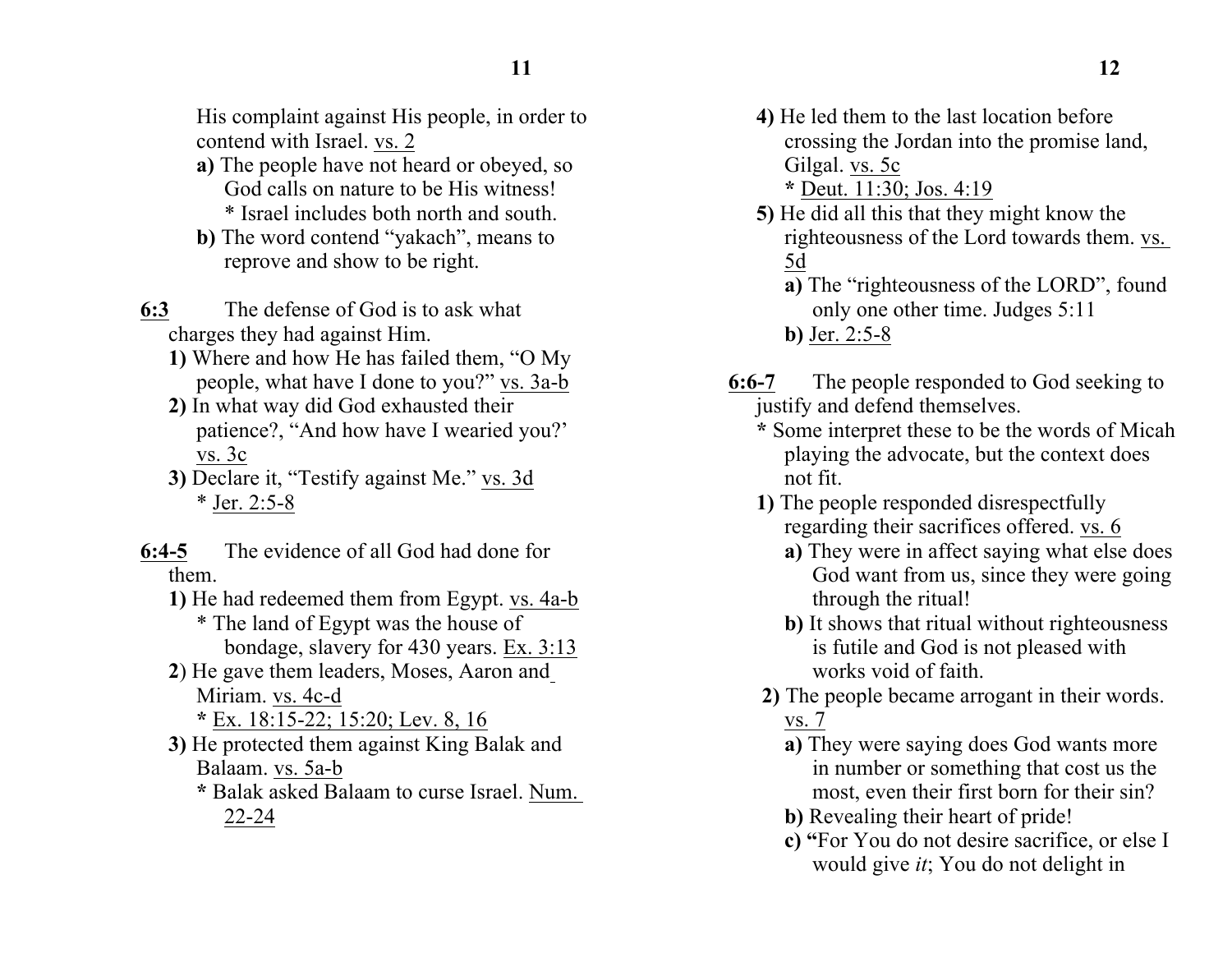His complaint against His people, in order to contend with Israel. vs. 2

**a)** The people have not heard or obeyed, so God calls on nature to be His witness!
* Israel includes both north and south.

**b)** The word contend "yakach", means to reprove and show to be right.

**6:3** The defense of God is to ask what charges they had against Him.

**1)** Where and how He has failed them, "O My people, what have I done to you?" vs. 3a-b

**2)** In what way did God exhausted their patience?, "And how have I wearied you?' vs. 3c

**3)** Declare it, "Testify against Me." vs. 3d
* Jer. 2:5-8

**6:4-5** The evidence of all God had done for them.

**1)** He had redeemed them from Egypt. vs. 4a-b
* The land of Egypt was the house of bondage, slavery for 430 years. Ex. 3:13

**2**) He gave them leaders, Moses, Aaron and Miriam. vs. 4c-d
**\*** Ex. 18:15-22; 15:20; Lev. 8, 16

**3)** He protected them against King Balak and Balaam. vs. 5a-b
**\*** Balak asked Balaam to curse Israel. Num. 22-24

**4)** He led them to the last location before crossing the Jordan into the promise land, Gilgal. vs. 5c
**\*** Deut. 11:30; Jos. 4:19

**5)** He did all this that they might know the righteousness of the Lord towards them. vs. 5d

**a)** The "righteousness of the LORD", found only one other time. Judges 5:11

**b)** Jer. 2:5-8

**6:6-7** The people responded to God seeking to justify and defend themselves.

**\*** Some interpret these to be the words of Micah playing the advocate, but the context does not fit.

**1)** The people responded disrespectfully regarding their sacrifices offered. vs. 6

**a)** They were in affect saying what else does God want from us, since they were going through the ritual!

**b)** It shows that ritual without righteousness is futile and God is not pleased with works void of faith.

**2)** The people became arrogant in their words. vs. 7

**a)** They were saying does God wants more in number or something that cost us the most, even their first born for their sin?

**b)** Revealing their heart of pride!

**c) "**For You do not desire sacrifice, or else I would give *it*; You do not delight in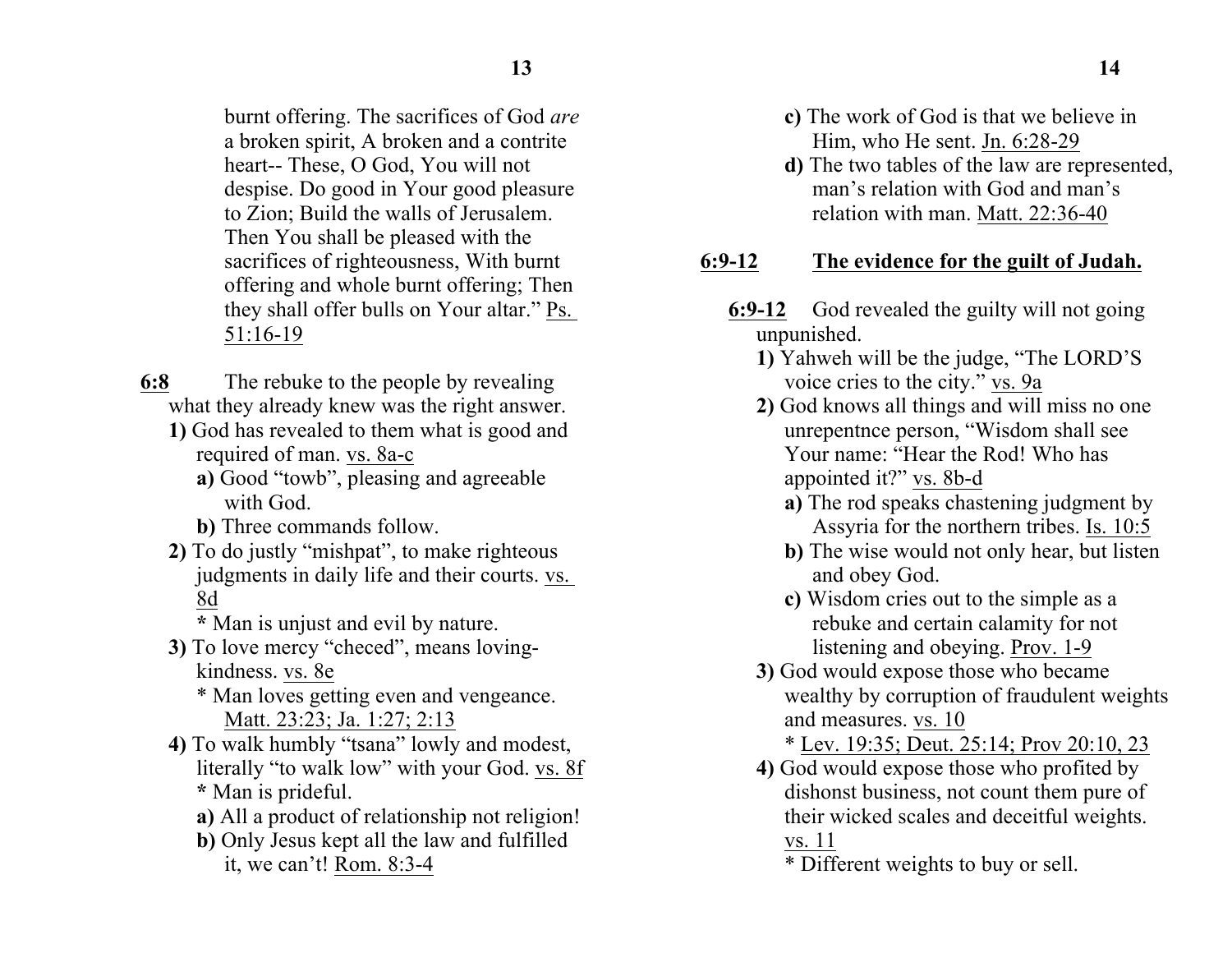burnt offering. The sacrifices of God *are* a broken spirit, A broken and a contrite heart-- These, O God, You will not despise. Do good in Your good pleasure to Zion; Build the walls of Jerusalem. Then You shall be pleased with the sacrifices of righteousness, With burnt offering and whole burnt offering; Then they shall offer bulls on Your altar." Ps. 51:16-19

**6:8** The rebuke to the people by revealing what they already knew was the right answer.

- **1)** God has revealed to them what is good and required of man. vs. 8a-c
  - **a)** Good "towb", pleasing and agreeable with God.
  - **b)** Three commands follow.
- **2)** To do justly "mishpat", to make righteous judgments in daily life and their courts. vs. 8d
  - **\*** Man is unjust and evil by nature.
- **3)** To love mercy "checed", means loving-kindness. vs. 8e
  - \* Man loves getting even and vengeance. Matt. 23:23; Ja. 1:27; 2:13
- **4)** To walk humbly "tsana" lowly and modest, literally "to walk low" with your God. vs. 8f
  - **\*** Man is prideful.
  - **a)** All a product of relationship not religion!
  - **b)** Only Jesus kept all the law and fulfilled it, we can't! Rom. 8:3-4
  - **c)** The work of God is that we believe in Him, who He sent. Jn. 6:28-29
  - **d)** The two tables of the law are represented, man's relation with God and man's relation with man. Matt. 22:36-40

## 6:9-12 The evidence for the guilt of Judah.

**6:9-12** God revealed the guilty will not going unpunished.

- **1)** Yahweh will be the judge, "The LORD'S voice cries to the city." vs. 9a
- **2)** God knows all things and will miss no one unrepentnce person, "Wisdom shall see Your name: "Hear the Rod! Who has appointed it?" vs. 8b-d
  - **a)** The rod speaks chastening judgment by Assyria for the northern tribes. Is. 10:5
  - **b)** The wise would not only hear, but listen and obey God.
  - **c)** Wisdom cries out to the simple as a rebuke and certain calamity for not listening and obeying. Prov. 1-9
- **3)** God would expose those who became wealthy by corruption of fraudulent weights and measures. vs. 10
  - \* Lev. 19:35; Deut. 25:14; Prov 20:10, 23
- **4)** God would expose those who profited by dishonst business, not count them pure of their wicked scales and deceitful weights. vs. 11
  - \* Different weights to buy or sell.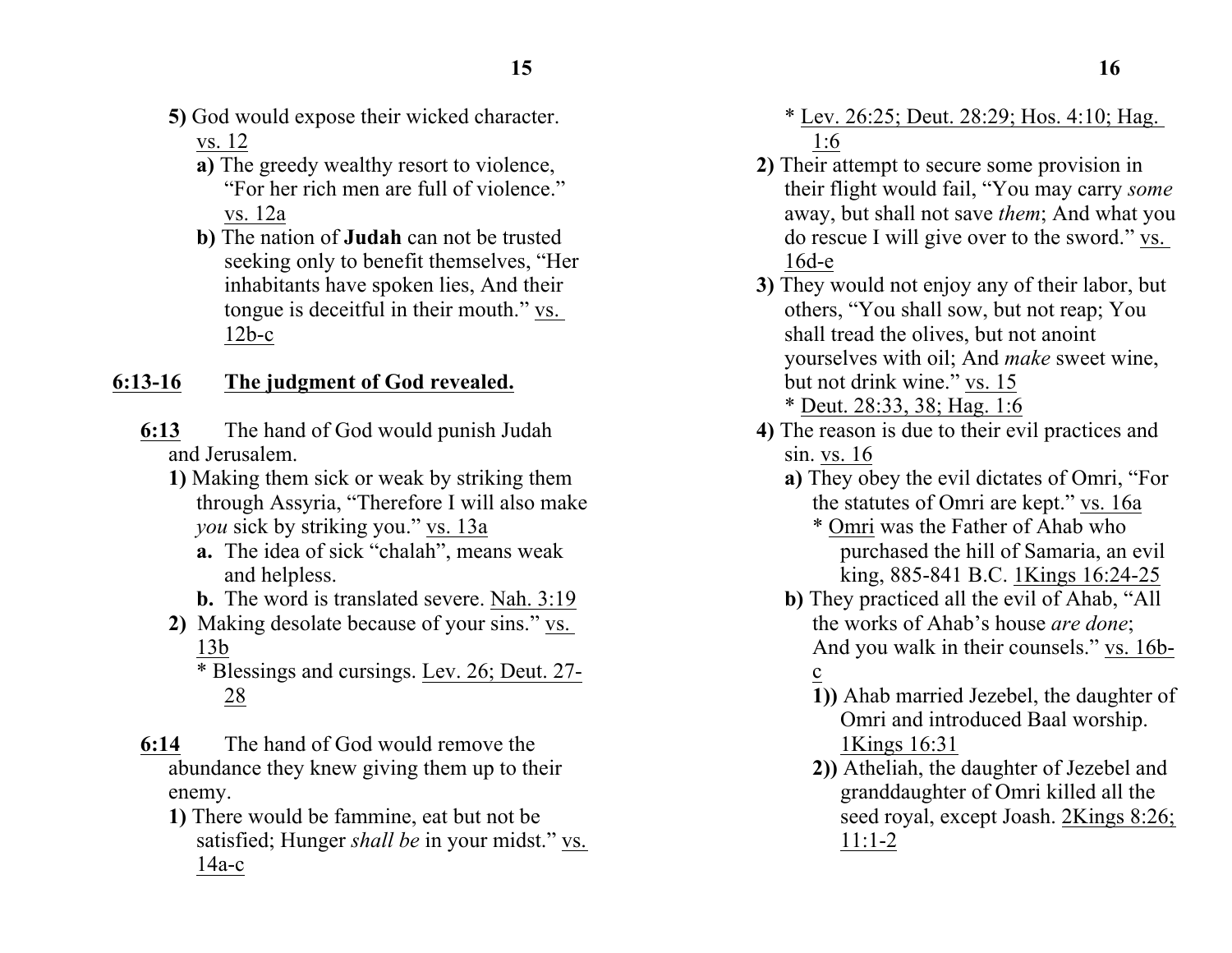**5)** God would expose their wicked character. <u>vs. 12</u>

**a)** The greedy wealthy resort to violence, "For her rich men are full of violence." <u>vs. 12a</u>

**b)** The nation of **Judah** can not be trusted seeking only to benefit themselves, "Her inhabitants have spoken lies, And their tongue is deceitful in their mouth." <u>vs. 12b-c</u>

## <u>6:13-16</u> <u>The judgment of God revealed.</u>

**<u>6:13</u>** The hand of God would punish Judah and Jerusalem.

**1)** Making them sick or weak by striking them through Assyria, "Therefore I will also make *you* sick by striking you." <u>vs. 13a</u>

**a.** The idea of sick "chalah", means weak and helpless.

**b.** The word is translated severe. <u>Nah. 3:19</u>

**2)** Making desolate because of your sins." <u>vs. 13b</u>

* Blessings and cursings. <u>Lev. 26; Deut. 27-28</u>

**<u>6:14</u>** The hand of God would remove the abundance they knew giving them up to their enemy.

**1)** There would be fammine, eat but not be satisfied; Hunger *shall be* in your midst." <u>vs. 14a-c</u>

* <u>Lev. 26:25; Deut. 28:29; Hos. 4:10; Hag. 1:6</u>

**2)** Their attempt to secure some provision in their flight would fail, "You may carry *some* away, but shall not save *them*; And what you do rescue I will give over to the sword." <u>vs. 16d-e</u>

**3)** They would not enjoy any of their labor, but others, "You shall sow, but not reap; You shall tread the olives, but not anoint yourselves with oil; And *make* sweet wine, but not drink wine." <u>vs. 15</u>

* <u>Deut. 28:33, 38; Hag. 1:6</u>

**4)** The reason is due to their evil practices and sin. <u>vs. 16</u>

**a)** They obey the evil dictates of Omri, "For the statutes of Omri are kept." <u>vs. 16a</u>

* <u>Omri</u> was the Father of Ahab who purchased the hill of Samaria, an evil king, 885-841 B.C. <u>1Kings 16:24-25</u>

**b)** They practiced all the evil of Ahab, "All the works of Ahab's house *are done*; And you walk in their counsels." <u>vs. 16b-c</u>

**1))** Ahab married Jezebel, the daughter of Omri and introduced Baal worship. <u>1Kings 16:31</u>

**2))** Atheliah, the daughter of Jezebel and granddaughter of Omri killed all the seed royal, except Joash. <u>2Kings 8:26; 11:1-2</u>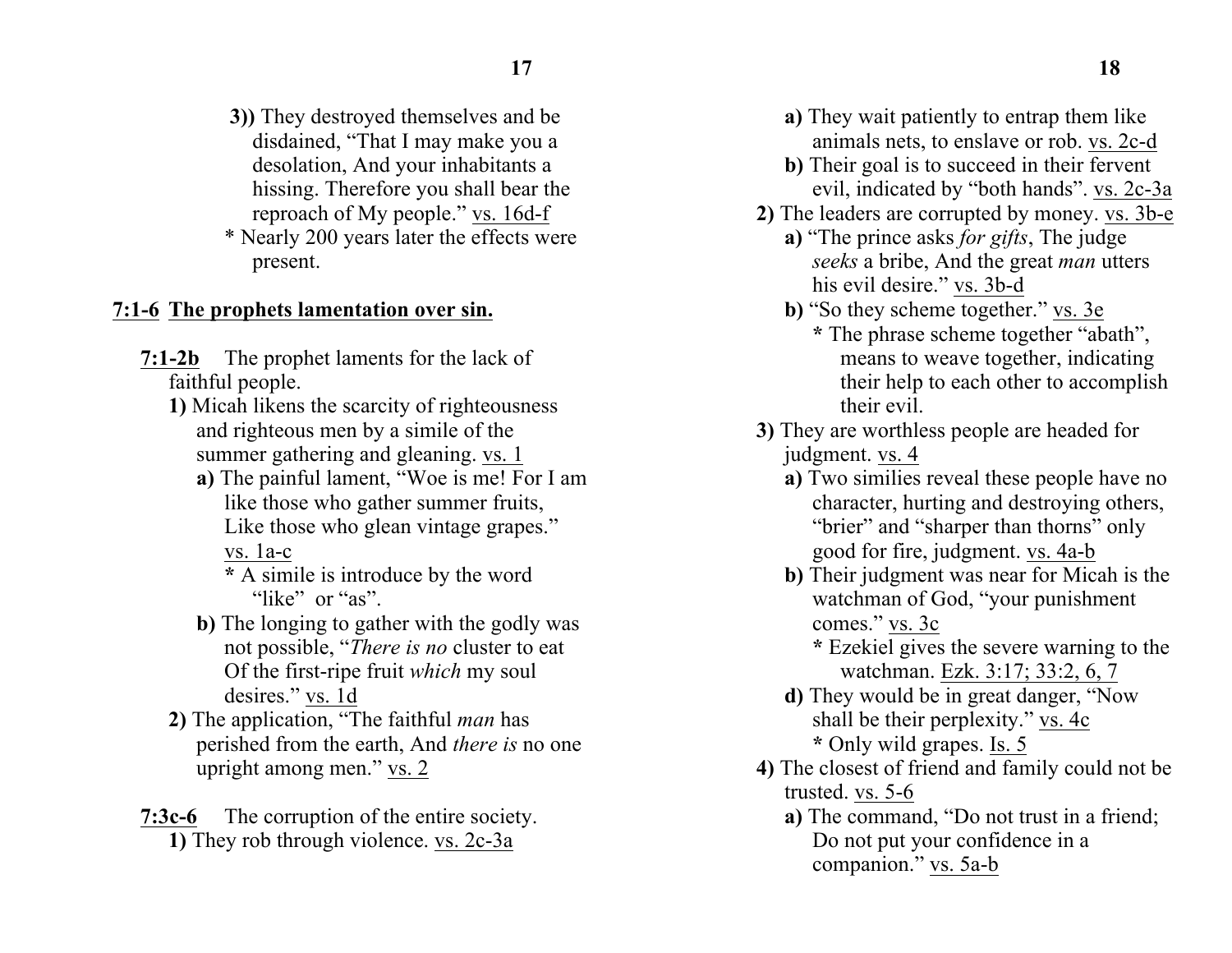**3))** They destroyed themselves and be disdained, "That I may make you a desolation, And your inhabitants a hissing. Therefore you shall bear the reproach of My people." vs. 16d-f

\* Nearly 200 years later the effects were present.

## 7:1-6 The prophets lamentation over sin.

**7:1-2b** The prophet laments for the lack of faithful people.

**1)** Micah likens the scarcity of righteousness and righteous men by a simile of the summer gathering and gleaning. vs. 1

**a)** The painful lament, "Woe is me! For I am like those who gather summer fruits, Like those who glean vintage grapes." vs. 1a-c

**\*** A simile is introduce by the word "like" or "as".

**b)** The longing to gather with the godly was not possible, "*There is no* cluster to eat Of the first-ripe fruit *which* my soul desires." vs. 1d

**2)** The application, "The faithful *man* has perished from the earth, And *there is* no one upright among men." vs. 2

**7:3c-6** The corruption of the entire society.

**1)** They rob through violence. vs. 2c-3a

**a)** They wait patiently to entrap them like animals nets, to enslave or rob. vs. 2c-d

**b)** Their goal is to succeed in their fervent evil, indicated by "both hands". vs. 2c-3a

**2)** The leaders are corrupted by money. vs. 3b-e

**a)** "The prince asks *for gifts*, The judge *seeks* a bribe, And the great *man* utters his evil desire." vs. 3b-d

**b)** "So they scheme together." vs. 3e

**\*** The phrase scheme together "abath", means to weave together, indicating their help to each other to accomplish their evil.

**3)** They are worthless people are headed for judgment. vs. 4

**a)** Two similies reveal these people have no character, hurting and destroying others, "brier" and "sharper than thorns" only good for fire, judgment. vs. 4a-b

**b)** Their judgment was near for Micah is the watchman of God, "your punishment comes." vs. 3c

**\*** Ezekiel gives the severe warning to the watchman. Ezk. 3:17; 33:2, 6, 7

**d)** They would be in great danger, "Now shall be their perplexity." vs. 4c

**\*** Only wild grapes. Is. 5

**4)** The closest of friend and family could not be trusted. vs. 5-6

**a)** The command, "Do not trust in a friend; Do not put your confidence in a companion." vs. 5a-b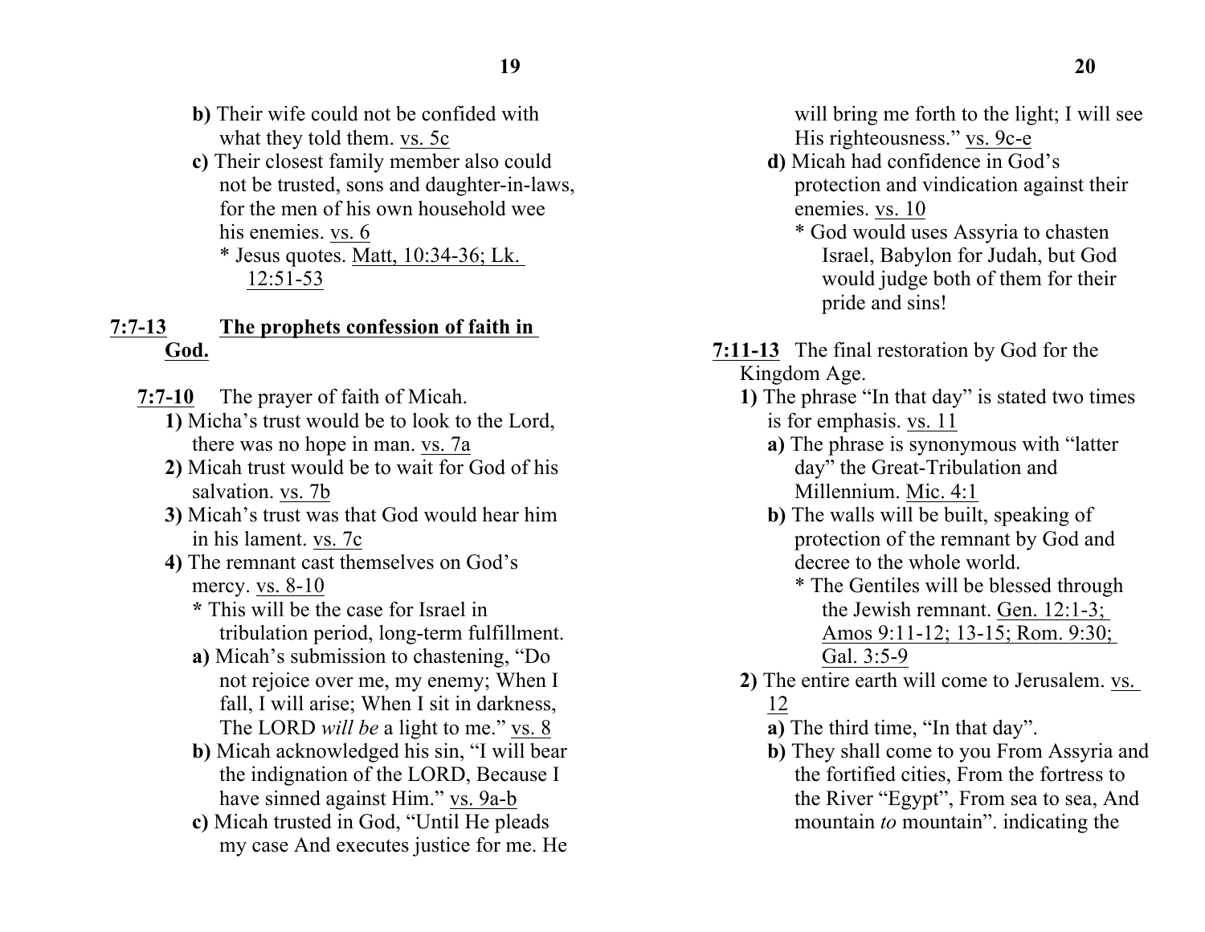**b)** Their wife could not be confided with what they told them. <u>vs. 5c</u>

**c)** Their closest family member also could not be trusted, sons and daughter-in-laws, for the men of his own household wee his enemies. <u>vs. 6</u>

\* Jesus quotes. <u>Matt, 10:34-36; Lk. 12:51-53</u>

**<u>7:7-13</u> <u>The prophets confession of faith in God.</u>**

**<u>7:7-10</u>** The prayer of faith of Micah.

**1)** Micha's trust would be to look to the Lord, there was no hope in man. <u>vs. 7a</u>

**2)** Micah trust would be to wait for God of his salvation. <u>vs. 7b</u>

**3)** Micah's trust was that God would hear him in his lament. <u>vs. 7c</u>

**4)** The remnant cast themselves on God's mercy. <u>vs. 8-10</u>

\* This will be the case for Israel in tribulation period, long-term fulfillment.

**a)** Micah's submission to chastening, "Do not rejoice over me, my enemy; When I fall, I will arise; When I sit in darkness, The LORD *will be* a light to me." <u>vs. 8</u>

**b)** Micah acknowledged his sin, "I will bear the indignation of the LORD, Because I have sinned against Him." <u>vs. 9a-b</u>

**c)** Micah trusted in God, "Until He pleads my case And executes justice for me. He will bring me forth to the light; I will see His righteousness." <u>vs. 9c-e</u>

**d)** Micah had confidence in God's protection and vindication against their enemies. <u>vs. 10</u>

\* God would uses Assyria to chasten Israel, Babylon for Judah, but God would judge both of them for their pride and sins!

**<u>7:11-13</u>** The final restoration by God for the Kingdom Age.

**1)** The phrase "In that day" is stated two times is for emphasis. <u>vs. 11</u>

**a)** The phrase is synonymous with "latter day" the Great-Tribulation and Millennium. <u>Mic. 4:1</u>

**b)** The walls will be built, speaking of protection of the remnant by God and decree to the whole world.

\* The Gentiles will be blessed through the Jewish remnant. <u>Gen. 12:1-3; Amos 9:11-12; 13-15; Rom. 9:30; Gal. 3:5-9</u>

**2)** The entire earth will come to Jerusalem. <u>vs. 12</u>

**a)** The third time, "In that day".

**b)** They shall come to you From Assyria and the fortified cities, From the fortress to the River "Egypt", From sea to sea, And mountain *to* mountain". indicating the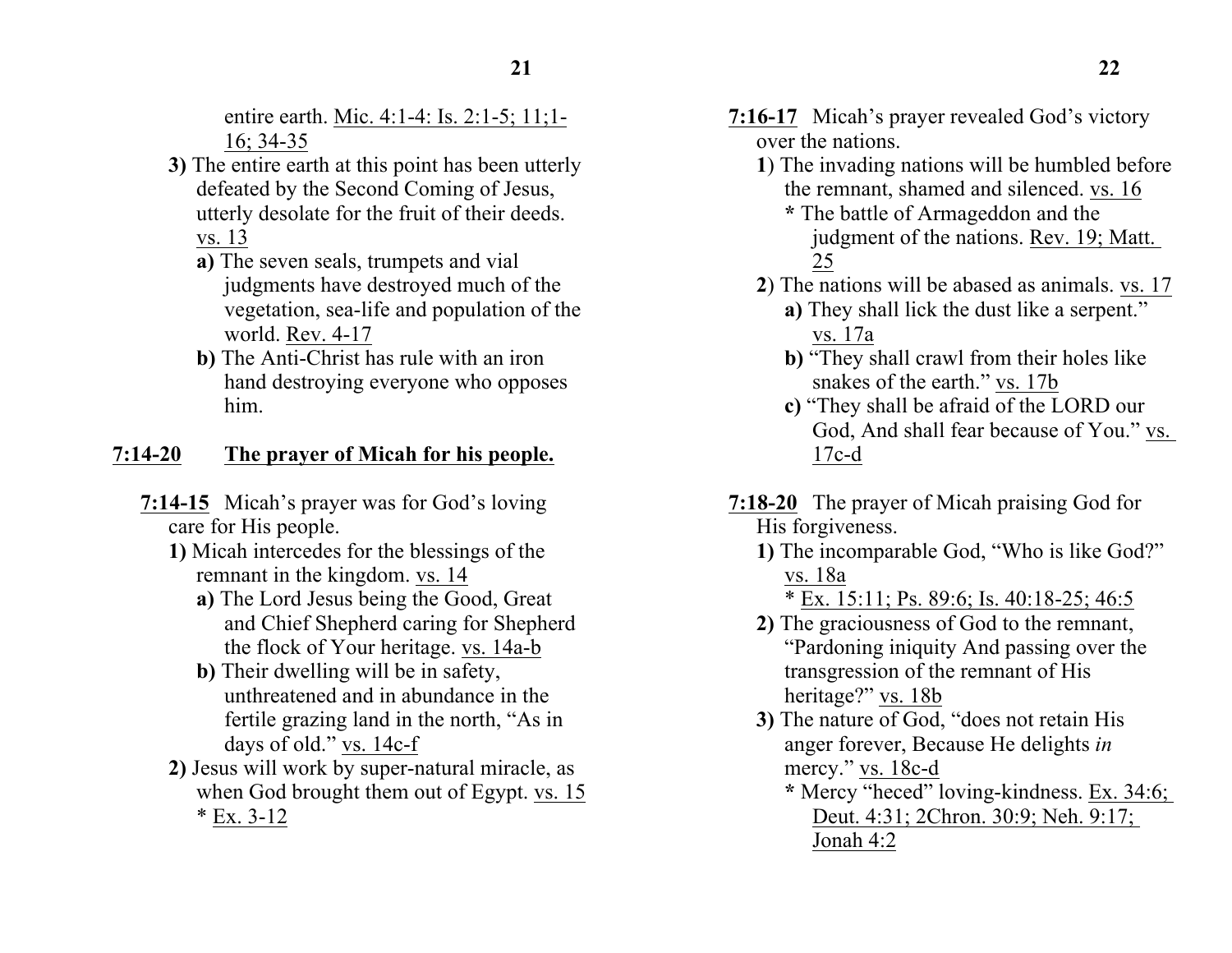entire earth. Mic. 4:1-4: Is. 2:1-5; 11;1-16; 34-35

3) The entire earth at this point has been utterly defeated by the Second Coming of Jesus, utterly desolate for the fruit of their deeds. vs. 13

- a) The seven seals, trumpets and vial judgments have destroyed much of the vegetation, sea-life and population of the world. Rev. 4-17
- b) The Anti-Christ has rule with an iron hand destroying everyone who opposes him.

## 7:14-20 The prayer of Micah for his people.

**7:14-15** Micah's prayer was for God's loving care for His people.

1) Micah intercedes for the blessings of the remnant in the kingdom. vs. 14
   - a) The Lord Jesus being the Good, Great and Chief Shepherd caring for Shepherd the flock of Your heritage. vs. 14a-b
   - b) Their dwelling will be in safety, unthreatened and in abundance in the fertile grazing land in the north, "As in days of old." vs. 14c-f
2) Jesus will work by super-natural miracle, as when God brought them out of Egypt. vs. 15
   * Ex. 3-12

**7:16-17** Micah's prayer revealed God's victory over the nations.

1) The invading nations will be humbled before the remnant, shamed and silenced. vs. 16
   * The battle of Armageddon and the judgment of the nations. Rev. 19; Matt. 25
2) The nations will be abased as animals. vs. 17
   - a) They shall lick the dust like a serpent." vs. 17a
   - b) "They shall crawl from their holes like snakes of the earth." vs. 17b
   - c) "They shall be afraid of the LORD our God, And shall fear because of You." vs. 17c-d

**7:18-20** The prayer of Micah praising God for His forgiveness.

1) The incomparable God, "Who is like God?" vs. 18a
   * Ex. 15:11; Ps. 89:6; Is. 40:18-25; 46:5
2) The graciousness of God to the remnant, "Pardoning iniquity And passing over the transgression of the remnant of His heritage?" vs. 18b
3) The nature of God, "does not retain His anger forever, Because He delights *in* mercy." vs. 18c-d
   * Mercy "heced" loving-kindness. Ex. 34:6; Deut. 4:31; 2Chron. 30:9; Neh. 9:17; Jonah 4:2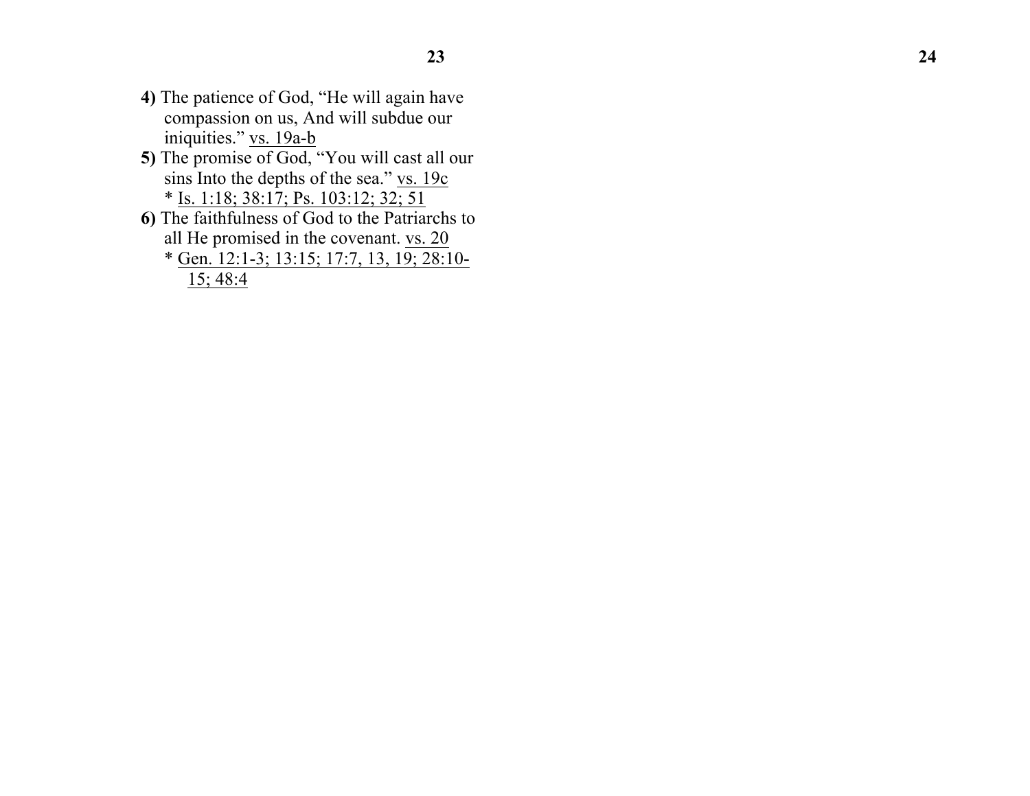**4)** The patience of God, “He will again have compassion on us, And will subdue our iniquities.” <u>vs. 19a-b</u>

**5)** The promise of God, “You will cast all our sins Into the depths of the sea.” <u>vs. 19c</u>
   * <u>Is. 1:18; 38:17; Ps. 103:12; 32; 51</u>

**6)** The faithfulness of God to the Patriarchs to all He promised in the covenant. <u>vs. 20</u>
   * <u>Gen. 12:1-3; 13:15; 17:7, 13, 19; 28:10-15; 48:4</u>